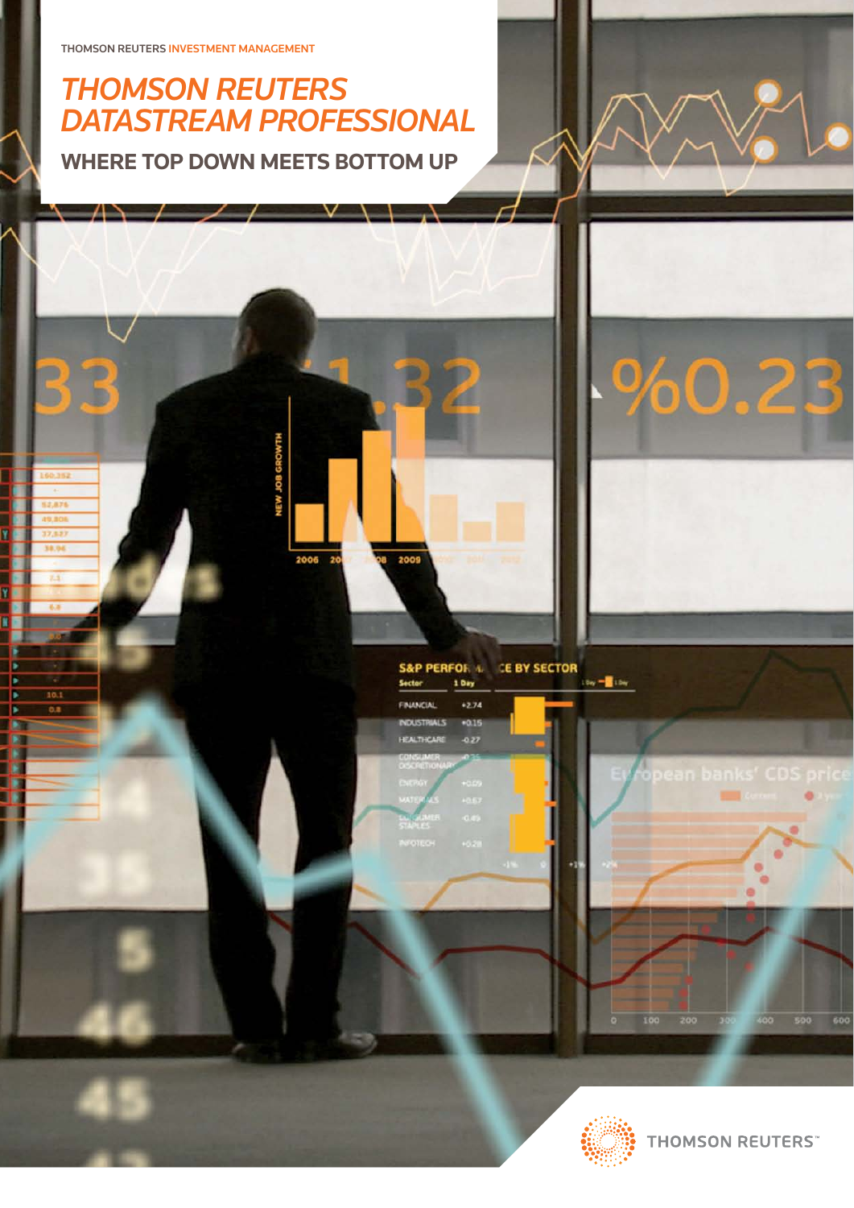THOMSON REUTERS INVESTMENT MANAGEMENT

# THOMSON REUTERS DATASTREAM PROFESSIONAL

## WHERE TOP DOWN MEETS BOTTOM UP

THOMSON REUTERS™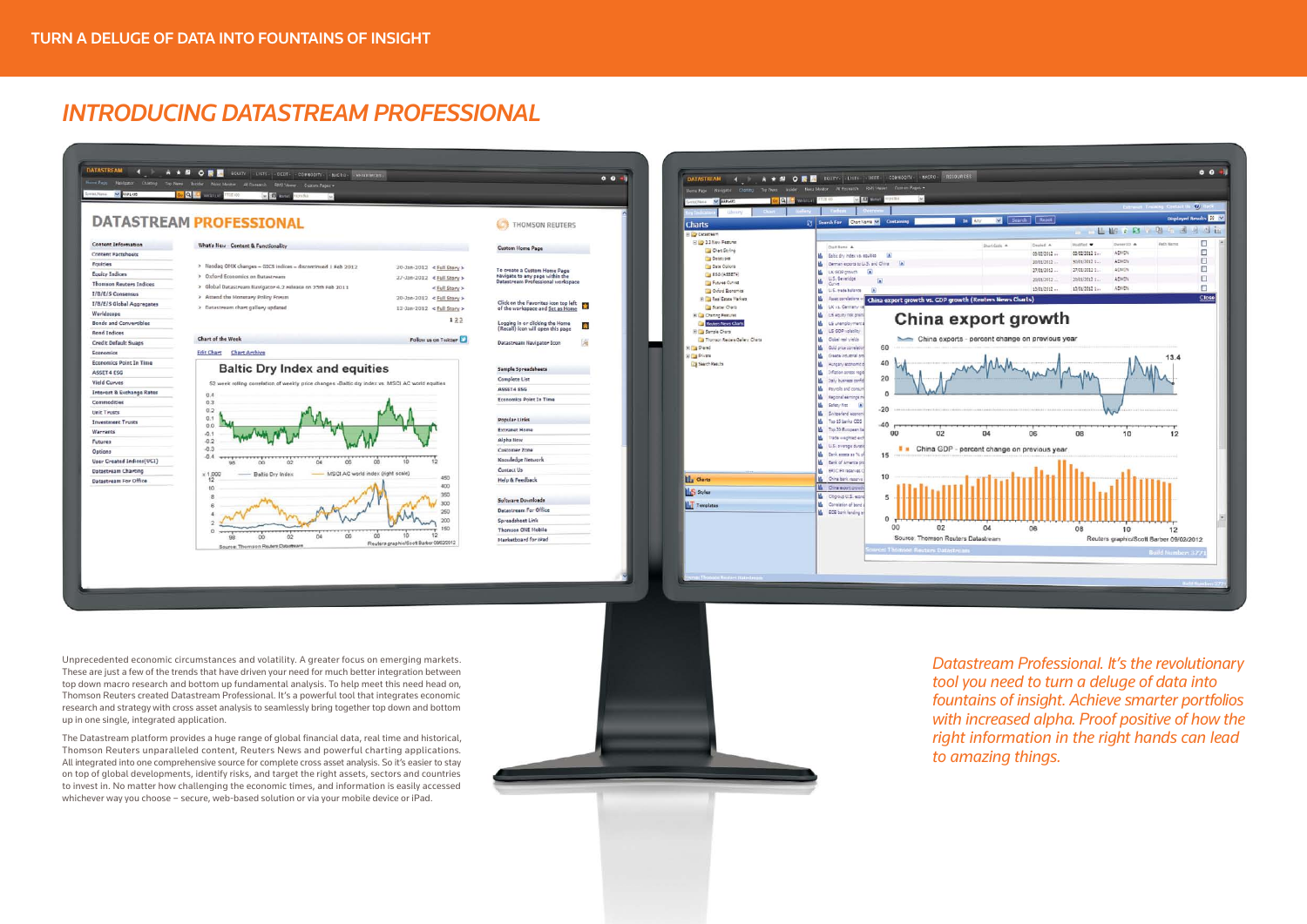TURN A DELUGE OF DATA INTO FOUNTAINS OF INSIGHT

# *INTRODUCING DATASTREAM PROFESSIONAL*

Unprecedented economic circumstances and volatility. A greater focus on emerging markets. These are just a few of the trends that have driven your need for much better integration between top down macro research and bottom up fundamental analysis. To help meet this need head on, Thomson Reuters created Datastream Professional. It's a powerful tool that integrates economic research and strategy with cross asset analysis to seamlessly bring together top down and bottom up in one single, integrated application.

The Datastream platform provides a huge range of global financial data, real time and historical, Thomson Reuters unparalleled content, Reuters News and powerful charting applications. All integrated into one comprehensive source for complete cross asset analysis. So it's easier to stay on top of global developments, identify risks, and target the right assets, sectors and countries to invest in. No matter how challenging the economic times, and information is easily accessed whichever way you choose – secure, web-based solution or via your mobile device or iPad.

*Datastream Professional. It's the revolutionary tool you need to turn a deluge of data into fountains of insight. Achieve smarter portfolios with increased alpha. Proof positive of how the right information in the right hands can lead to amazing things.*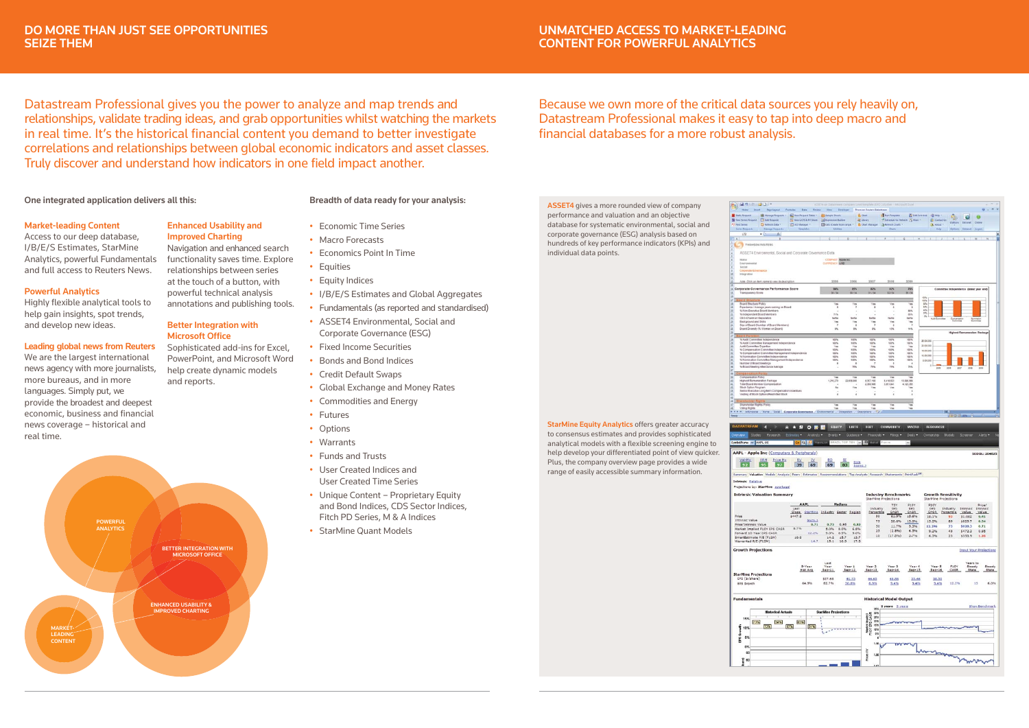## DO MORE THAN JUST SEE OPPORTUNITIES SEIZE THEM

Datastream Professional gives you the power to analyze and map trends and relationships, validate trading ideas, and grab opportunities whilst watching the markets in real time. It's the historical financial content you demand to better investigate correlations and relationships between global economic indicators and asset classes. Truly discover and understand how indicators in one field impact another.

### One integrated application delivers all this:

**Market-leading Content**
Access to our deep database, I/B/E/S Estimates, StarMine Analytics, powerful Fundamentals and full access to Reuters News.

**Powerful Analytics**
Highly flexible analytical tools to help gain insights, spot trends, and develop new ideas.

**Leading global news from Reuters**
We are the largest international news agency with more journalists, more bureaus, and in more languages. Simply put, we provide the broadest and deepest economic, business and financial news coverage – historical and real time.

**Enhanced Usability and Improved Charting**
Navigation and enhanced search functionality saves time. Explore relationships between series at the touch of a button, with powerful technical analysis annotations and publishing tools.

**Better Integration with Microsoft Office**
Sophisticated add-ins for Excel, PowerPoint, and Microsoft Word help create dynamic models and reports.

POWERFUL ANALYTICS

BETTER INTEGRATION WITH MICROSOFT OFFICE

ENHANCED USABILITY & IMPROVED CHARTING

MARKET-LEADING CONTENT

### Breadth of data ready for your analysis:

- Economic Time Series
- Macro Forecasts
- Economics Point In Time
- Equities
- Equity Indices
- I/B/E/S Estimates and Global Aggregates
- Fundamentals (as reported and standardised)
- ASSET4 Environmental, Social and Corporate Governance (ESG)
- Fixed Income Securities
- Bonds and Bond Indices
- Credit Default Swaps
- Global Exchange and Money Rates
- Commodities and Energy
- Futures
- Options
- Warrants
- Funds and Trusts
- User Created Indices and User Created Time Series
- Unique Content – Proprietary Equity and Bond Indices, CDS Sector Indices, Fitch PD Series, M & A Indices
- StarMine Quant Models

## UNMATCHED ACCESS TO MARKET-LEADING CONTENT FOR POWERFUL ANALYTICS

Because we own more of the critical data sources you rely heavily on, Datastream Professional makes it easy to tap into deep macro and financial databases for a more robust analysis.

**ASSET4** gives a more rounded view of company performance and valuation and an objective database for systematic environmental, social and corporate governance (ESG) analysis based on hundreds of key performance indicators (KPIs) and individual data points.

**StarMine Equity Analytics** offers greater accuracy to consensus estimates and provides sophisticated analytical models with a flexible screening engine to help develop your differentiated point of view quicker. Plus, the company overview page provides a wide range of easily accessible summary information.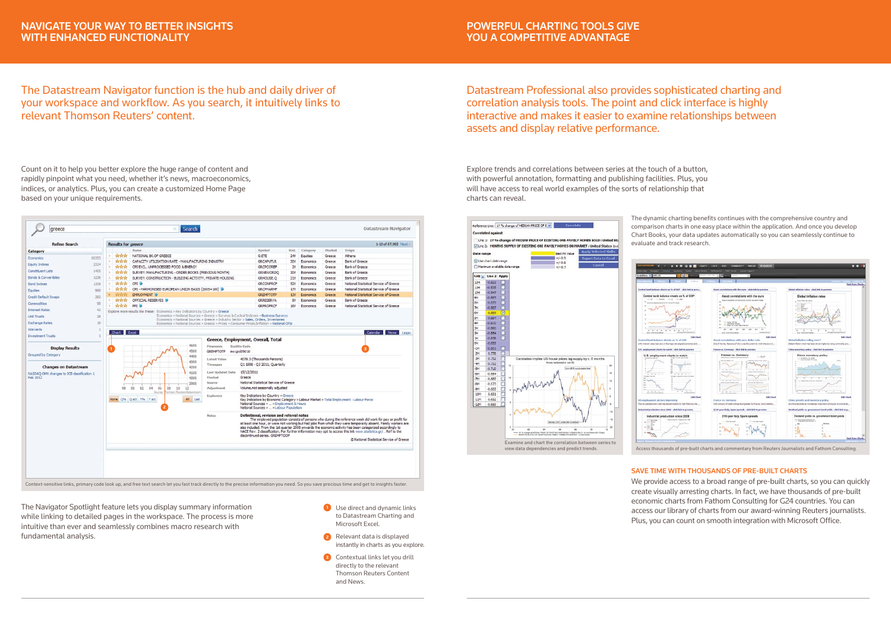## NAVIGATE YOUR WAY TO BETTER INSIGHTS WITH ENHANCED FUNCTIONALITY

The Datastream Navigator function is the hub and daily driver of your workspace and workflow. As you search, it intuitively links to relevant Thomson Reuters' content.

Count on it to help you better explore the huge range of content and rapidly pinpoint what you need, whether it's news, macroeconomics, indices, or analytics. Plus, you can create a customized Home Page based on your unique requirements.

Context-sensitive links, primary code look up, and free text search let you fast track directly to the precise information you need. So you save precious time and get to insights faster.

The Navigator Spotlight feature lets you display summary information while linking to detailed pages in the workspace. The process is more intuitive than ever and seamlessly combines macro research with fundamental analysis.

1. Use direct and dynamic links to Datastream Charting and Microsoft Excel.
2. Relevant data is displayed instantly in charts as you explore.
3. Contextual links let you drill directly to the relevant Thomson Reuters Content and News.

## POWERFUL CHARTING TOOLS GIVE YOU A COMPETITIVE ADVANTAGE

Datastream Professional also provides sophisticated charting and correlation analysis tools. The point and click interface is highly interactive and makes it easier to examine relationships between assets and display relative performance.

Explore trends and correlations between series at the touch of a button, with powerful annotation, formatting and publishing facilities. Plus, you will have access to real world examples of the sorts of relationship that charts can reveal.

Examine and chart the correlation between series to view data dependencies and predict trends.

The dynamic charting benefits continues with the comprehensive country and comparison charts in one easy place within the application. And once you develop Chart Books, your data updates automatically so you can seamlessly continue to evaluate and track research.

Access thousands of pre-built charts and commentary from Reuters Journalists and Fathom Consulting.

### SAVE TIME WITH THOUSANDS OF PRE-BUILT CHARTS

We provide access to a broad range of pre-built charts, so you can quickly create visually arresting charts. In fact, we have thousands of pre-built economic charts from Fathom Consulting for G24 countries. You can access our library of charts from our award-winning Reuters journalists. Plus, you can count on smooth integration with Microsoft Office.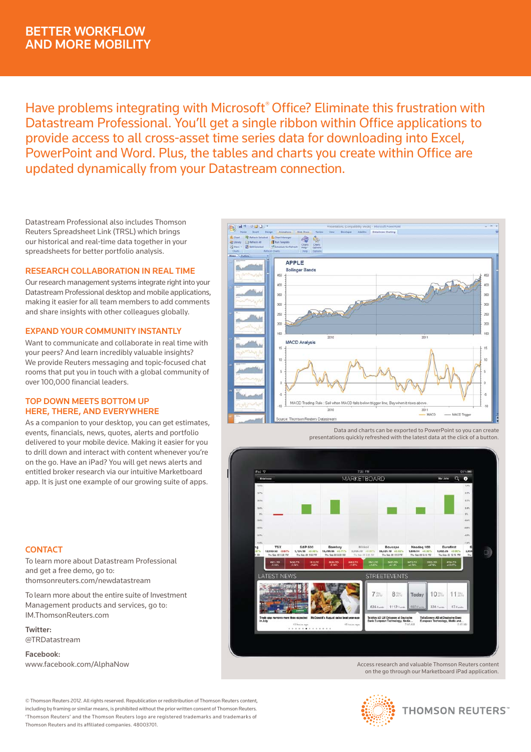# BETTER WORKFLOW AND MORE MOBILITY

Have problems integrating with Microsoft® Office? Eliminate this frustration with Datastream Professional. You'll get a single ribbon within Office applications to provide access to all cross-asset time series data for downloading into Excel, PowerPoint and Word. Plus, the tables and charts you create within Office are updated dynamically from your Datastream connection.

Datastream Professional also includes Thomson Reuters Spreadsheet Link (TRSL) which brings our historical and real-time data together in your spreadsheets for better portfolio analysis.

## RESEARCH COLLABORATION IN REAL TIME

Our research management systems integrate right into your Datastream Professional desktop and mobile applications, making it easier for all team members to add comments and share insights with other colleagues globally.

## EXPAND YOUR COMMUNITY INSTANTLY

Want to communicate and collaborate in real time with your peers? And learn incredibly valuable insights? We provide Reuters messaging and topic-focused chat rooms that put you in touch with a global community of over 100,000 financial leaders.

## TOP DOWN MEETS BOTTOM UP HERE, THERE, AND EVERYWHERE

As a companion to your desktop, you can get estimates, events, financials, news, quotes, alerts and portfolio delivered to your mobile device. Making it easier for you to drill down and interact with content whenever you're on the go. Have an iPad? You will get news alerts and entitled broker research via our intuitive Marketboard app. It is just one example of our growing suite of apps.

APPLE
Bollinger Bands
MACD Analysis
MACD Trading Rule : Sell when MACD falls below trigger line; Buy when it rises above.
Source: Thomson Reuters Datastream

Data and charts can be exported to PowerPoint so you can create presentations quickly refreshed with the latest data at the click of a button.

MARKETBOARD
LATEST NEWS
STREETEVENTS

Access research and valuable Thomson Reuters content on the go through our Marketboard iPad application.

## CONTACT

To learn more about Datastream Professional and get a free demo, go to:
thomsonreuters.com/newdatastream

To learn more about the entire suite of Investment Management products and services, go to:
IM.ThomsonReuters.com

**Twitter:**
@TRDatastream

**Facebook:**
www.facebook.com/AlphaNow

© Thomson Reuters 2012. All rights reserved. Republication or redistribution of Thomson Reuters content, including by framing or similar means, is prohibited without the prior written consent of Thomson Reuters. 'Thomson Reuters' and the Thomson Reuters logo are registered trademarks and trademarks of Thomson Reuters and its affiliated companies. 48003701.

THOMSON REUTERS™